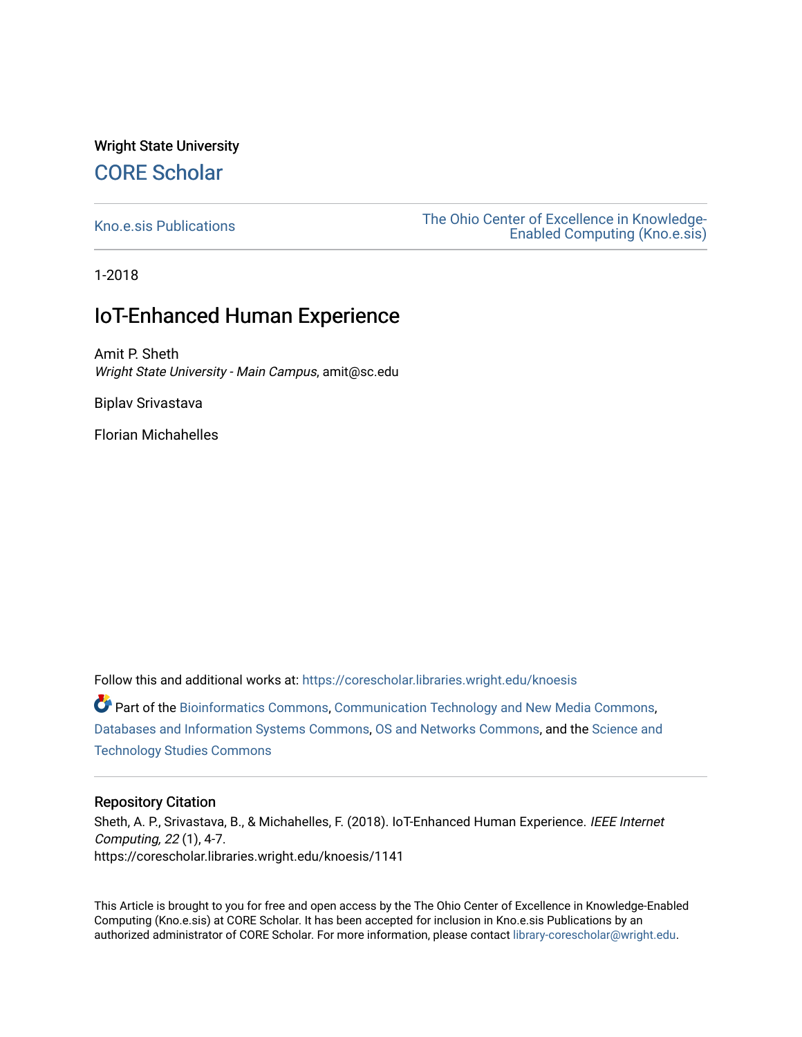Wright State University

CORE Scholar

Kno.e.sis Publications

The Ohio Center of Excellence in Knowledge-Enabled Computing (Kno.e.sis)

1-2018

# IoT-Enhanced Human Experience

Amit P. Sheth
*Wright State University - Main Campus*, amit@sc.edu

Biplav Srivastava

Florian Michahelles

Follow this and additional works at: https://corescholar.libraries.wright.edu/knoesis

Part of the Bioinformatics Commons, Communication Technology and New Media Commons, Databases and Information Systems Commons, OS and Networks Commons, and the Science and Technology Studies Commons

## Repository Citation

Sheth, A. P., Srivastava, B., & Michahelles, F. (2018). IoT-Enhanced Human Experience. *IEEE Internet Computing, 22* (1), 4-7.
https://corescholar.libraries.wright.edu/knoesis/1141

This Article is brought to you for free and open access by the The Ohio Center of Excellence in Knowledge-Enabled Computing (Kno.e.sis) at CORE Scholar. It has been accepted for inclusion in Kno.e.sis Publications by an authorized administrator of CORE Scholar. For more information, please contact library-corescholar@wright.edu.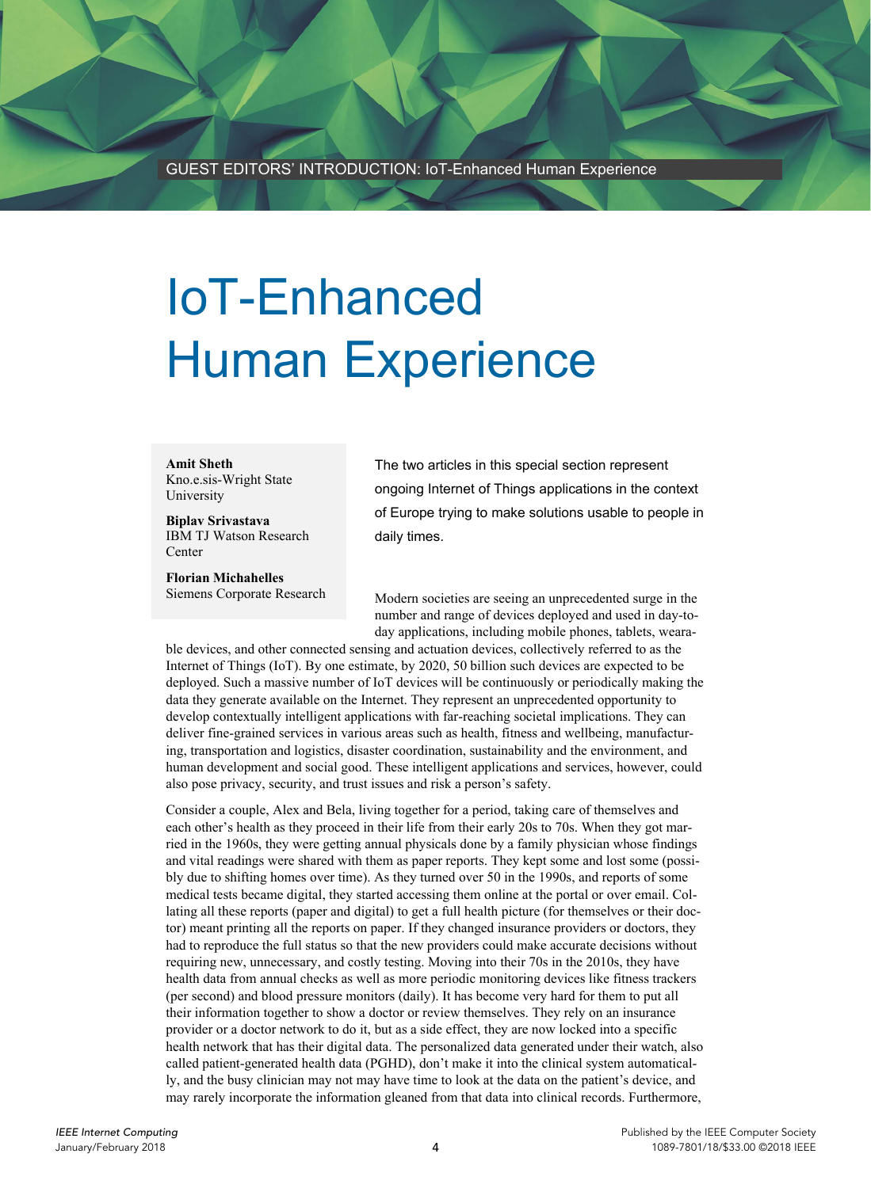GUEST EDITORS' INTRODUCTION: IoT-Enhanced Human Experience

# IoT-Enhanced Human Experience

**Amit Sheth**
Kno.e.sis-Wright State University

**Biplav Srivastava**
IBM TJ Watson Research Center

**Florian Michahelles**
Siemens Corporate Research

The two articles in this special section represent ongoing Internet of Things applications in the context of Europe trying to make solutions usable to people in daily times.

Modern societies are seeing an unprecedented surge in the number and range of devices deployed and used in day-to-day applications, including mobile phones, tablets, wearable devices, and other connected sensing and actuation devices, collectively referred to as the Internet of Things (IoT). By one estimate, by 2020, 50 billion such devices are expected to be deployed. Such a massive number of IoT devices will be continuously or periodically making the data they generate available on the Internet. They represent an unprecedented opportunity to develop contextually intelligent applications with far-reaching societal implications. They can deliver fine-grained services in various areas such as health, fitness and wellbeing, manufacturing, transportation and logistics, disaster coordination, sustainability and the environment, and human development and social good. These intelligent applications and services, however, could also pose privacy, security, and trust issues and risk a person's safety.

Consider a couple, Alex and Bela, living together for a period, taking care of themselves and each other's health as they proceed in their life from their early 20s to 70s. When they got married in the 1960s, they were getting annual physicals done by a family physician whose findings and vital readings were shared with them as paper reports. They kept some and lost some (possibly due to shifting homes over time). As they turned over 50 in the 1990s, and reports of some medical tests became digital, they started accessing them online at the portal or over email. Collating all these reports (paper and digital) to get a full health picture (for themselves or their doctor) meant printing all the reports on paper. If they changed insurance providers or doctors, they had to reproduce the full status so that the new providers could make accurate decisions without requiring new, unnecessary, and costly testing. Moving into their 70s in the 2010s, they have health data from annual checks as well as more periodic monitoring devices like fitness trackers (per second) and blood pressure monitors (daily). It has become very hard for them to put all their information together to show a doctor or review themselves. They rely on an insurance provider or a doctor network to do it, but as a side effect, they are now locked into a specific health network that has their digital data. The personalized data generated under their watch, also called patient-generated health data (PGHD), don't make it into the clinical system automatically, and the busy clinician may not may have time to look at the data on the patient's device, and may rarely incorporate the information gleaned from that data into clinical records. Furthermore,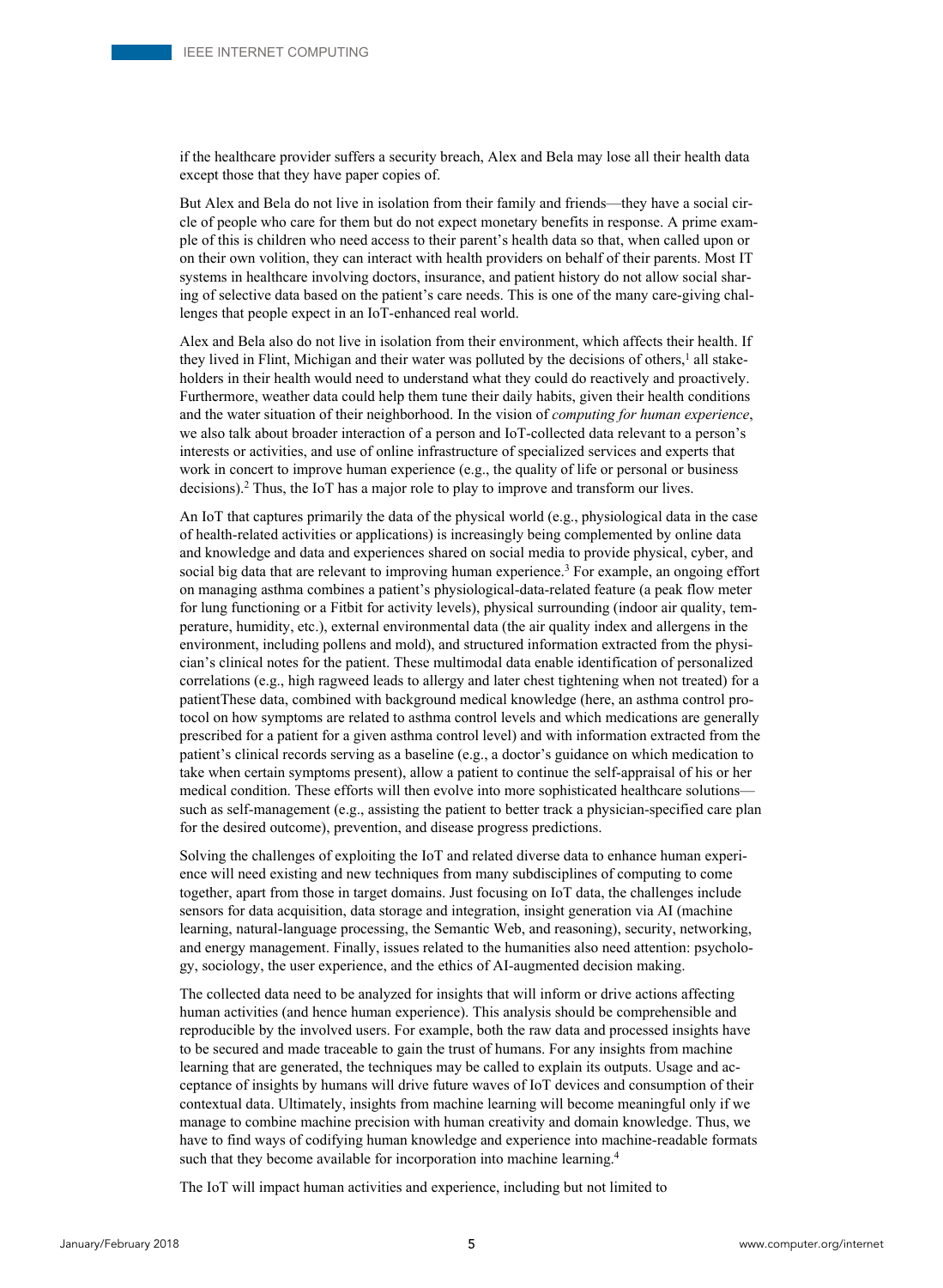if the healthcare provider suffers a security breach, Alex and Bela may lose all their health data except those that they have paper copies of.

But Alex and Bela do not live in isolation from their family and friends—they have a social circle of people who care for them but do not expect monetary benefits in response. A prime example of this is children who need access to their parent's health data so that, when called upon or on their own volition, they can interact with health providers on behalf of their parents. Most IT systems in healthcare involving doctors, insurance, and patient history do not allow social sharing of selective data based on the patient's care needs. This is one of the many care-giving challenges that people expect in an IoT-enhanced real world.

Alex and Bela also do not live in isolation from their environment, which affects their health. If they lived in Flint, Michigan and their water was polluted by the decisions of others,[1] all stakeholders in their health would need to understand what they could do reactively and proactively. Furthermore, weather data could help them tune their daily habits, given their health conditions and the water situation of their neighborhood. In the vision of *computing for human experience*, we also talk about broader interaction of a person and IoT-collected data relevant to a person's interests or activities, and use of online infrastructure of specialized services and experts that work in concert to improve human experience (e.g., the quality of life or personal or business decisions).[2] Thus, the IoT has a major role to play to improve and transform our lives.

An IoT that captures primarily the data of the physical world (e.g., physiological data in the case of health-related activities or applications) is increasingly being complemented by online data and knowledge and data and experiences shared on social media to provide physical, cyber, and social big data that are relevant to improving human experience.[3] For example, an ongoing effort on managing asthma combines a patient's physiological-data-related feature (a peak flow meter for lung functioning or a Fitbit for activity levels), physical surrounding (indoor air quality, temperature, humidity, etc.), external environmental data (the air quality index and allergens in the environment, including pollens and mold), and structured information extracted from the physician's clinical notes for the patient. These multimodal data enable identification of personalized correlations (e.g., high ragweed leads to allergy and later chest tightening when not treated) for a patientThese data, combined with background medical knowledge (here, an asthma control protocol on how symptoms are related to asthma control levels and which medications are generally prescribed for a patient for a given asthma control level) and with information extracted from the patient's clinical records serving as a baseline (e.g., a doctor's guidance on which medication to take when certain symptoms present), allow a patient to continue the self-appraisal of his or her medical condition. These efforts will then evolve into more sophisticated healthcare solutions—such as self-management (e.g., assisting the patient to better track a physician-specified care plan for the desired outcome), prevention, and disease progress predictions.

Solving the challenges of exploiting the IoT and related diverse data to enhance human experience will need existing and new techniques from many subdisciplines of computing to come together, apart from those in target domains. Just focusing on IoT data, the challenges include sensors for data acquisition, data storage and integration, insight generation via AI (machine learning, natural-language processing, the Semantic Web, and reasoning), security, networking, and energy management. Finally, issues related to the humanities also need attention: psychology, sociology, the user experience, and the ethics of AI-augmented decision making.

The collected data need to be analyzed for insights that will inform or drive actions affecting human activities (and hence human experience). This analysis should be comprehensible and reproducible by the involved users. For example, both the raw data and processed insights have to be secured and made traceable to gain the trust of humans. For any insights from machine learning that are generated, the techniques may be called to explain its outputs. Usage and acceptance of insights by humans will drive future waves of IoT devices and consumption of their contextual data. Ultimately, insights from machine learning will become meaningful only if we manage to combine machine precision with human creativity and domain knowledge. Thus, we have to find ways of codifying human knowledge and experience into machine-readable formats such that they become available for incorporation into machine learning.[4]

The IoT will impact human activities and experience, including but not limited to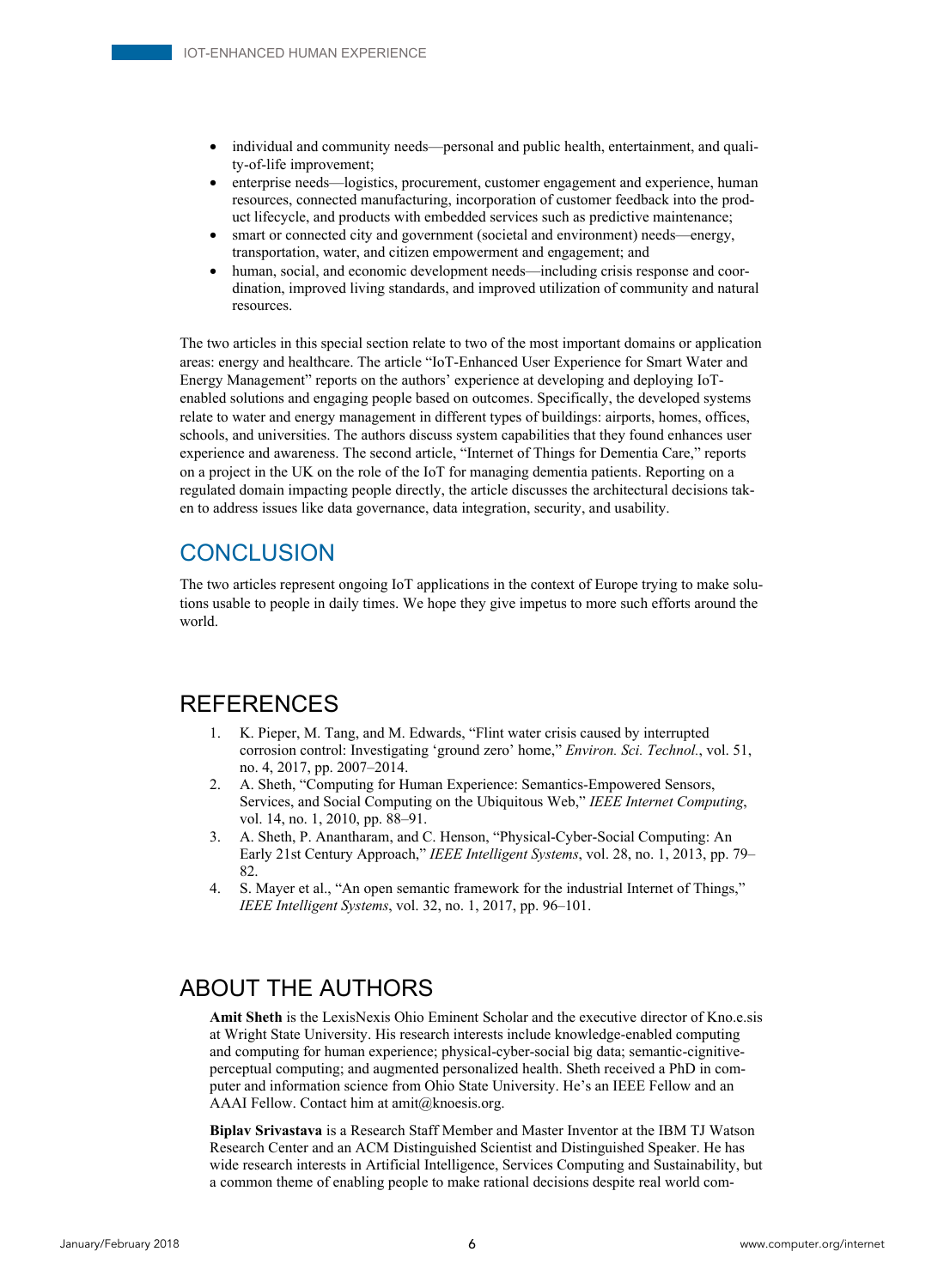- individual and community needs—personal and public health, entertainment, and quality-of-life improvement;
- enterprise needs—logistics, procurement, customer engagement and experience, human resources, connected manufacturing, incorporation of customer feedback into the product lifecycle, and products with embedded services such as predictive maintenance;
- smart or connected city and government (societal and environment) needs—energy, transportation, water, and citizen empowerment and engagement; and
- human, social, and economic development needs—including crisis response and coordination, improved living standards, and improved utilization of community and natural resources.

The two articles in this special section relate to two of the most important domains or application areas: energy and healthcare. The article "IoT-Enhanced User Experience for Smart Water and Energy Management" reports on the authors' experience at developing and deploying IoT-enabled solutions and engaging people based on outcomes. Specifically, the developed systems relate to water and energy management in different types of buildings: airports, homes, offices, schools, and universities. The authors discuss system capabilities that they found enhances user experience and awareness. The second article, "Internet of Things for Dementia Care," reports on a project in the UK on the role of the IoT for managing dementia patients. Reporting on a regulated domain impacting people directly, the article discusses the architectural decisions taken to address issues like data governance, data integration, security, and usability.

## CONCLUSION

The two articles represent ongoing IoT applications in the context of Europe trying to make solutions usable to people in daily times. We hope they give impetus to more such efforts around the world.

## REFERENCES

1. K. Pieper, M. Tang, and M. Edwards, "Flint water crisis caused by interrupted corrosion control: Investigating 'ground zero' home," *Environ. Sci. Technol.*, vol. 51, no. 4, 2017, pp. 2007–2014.
2. A. Sheth, "Computing for Human Experience: Semantics-Empowered Sensors, Services, and Social Computing on the Ubiquitous Web," *IEEE Internet Computing*, vol. 14, no. 1, 2010, pp. 88–91.
3. A. Sheth, P. Anantharam, and C. Henson, "Physical-Cyber-Social Computing: An Early 21st Century Approach," *IEEE Intelligent Systems*, vol. 28, no. 1, 2013, pp. 79–82.
4. S. Mayer et al., "An open semantic framework for the industrial Internet of Things," *IEEE Intelligent Systems*, vol. 32, no. 1, 2017, pp. 96–101.

## ABOUT THE AUTHORS

**Amit Sheth** is the LexisNexis Ohio Eminent Scholar and the executive director of Kno.e.sis at Wright State University. His research interests include knowledge-enabled computing and computing for human experience; physical-cyber-social big data; semantic-cignitive-perceptual computing; and augmented personalized health. Sheth received a PhD in computer and information science from Ohio State University. He's an IEEE Fellow and an AAAI Fellow. Contact him at amit@knoesis.org.

**Biplav Srivastava** is a Research Staff Member and Master Inventor at the IBM TJ Watson Research Center and an ACM Distinguished Scientist and Distinguished Speaker. He has wide research interests in Artificial Intelligence, Services Computing and Sustainability, but a common theme of enabling people to make rational decisions despite real world com-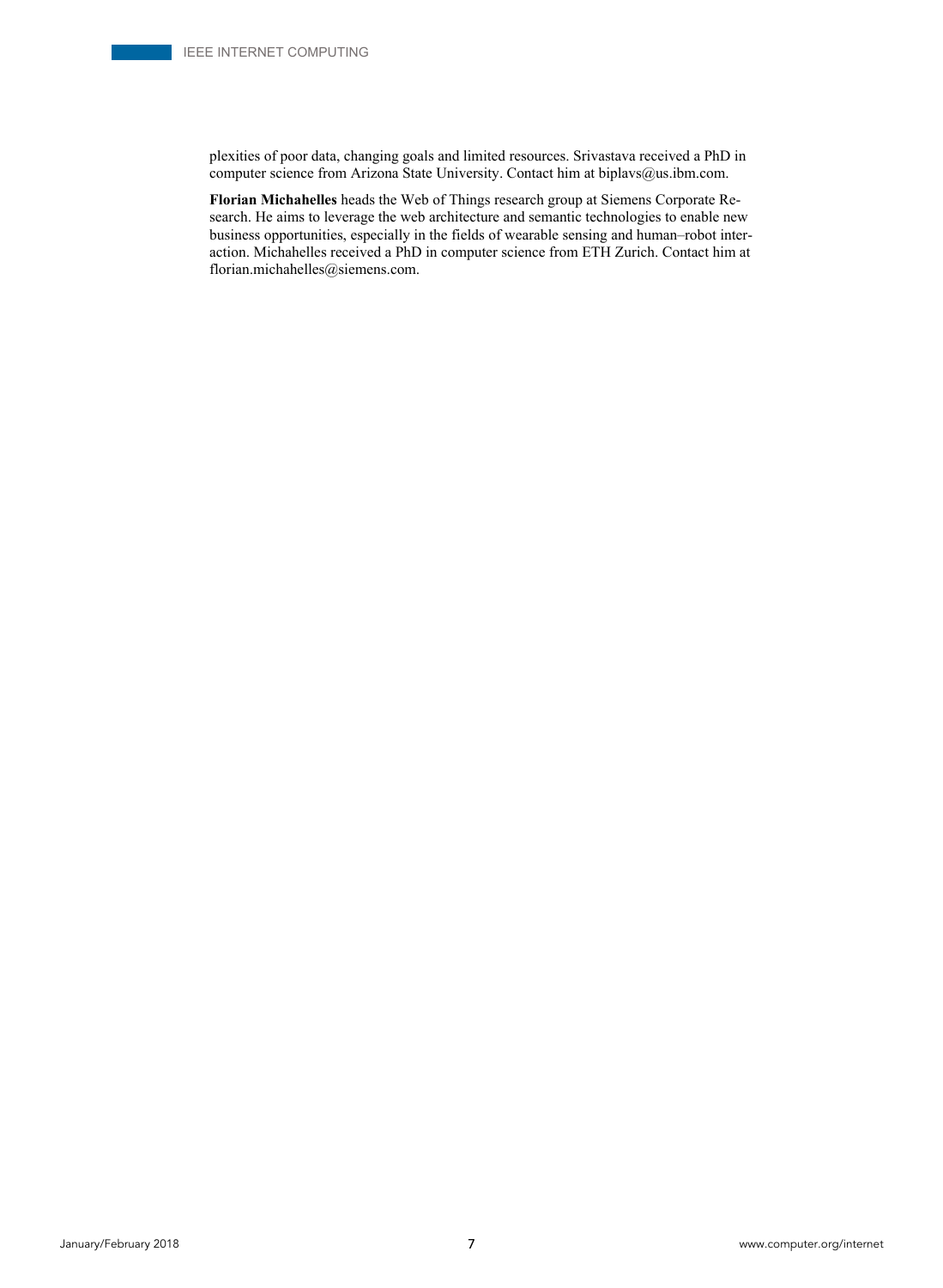plexities of poor data, changing goals and limited resources. Srivastava received a PhD in computer science from Arizona State University. Contact him at biplavs@us.ibm.com.

**Florian Michahelles** heads the Web of Things research group at Siemens Corporate Research. He aims to leverage the web architecture and semantic technologies to enable new business opportunities, especially in the fields of wearable sensing and human–robot interaction. Michahelles received a PhD in computer science from ETH Zurich. Contact him at florian.michahelles@siemens.com.